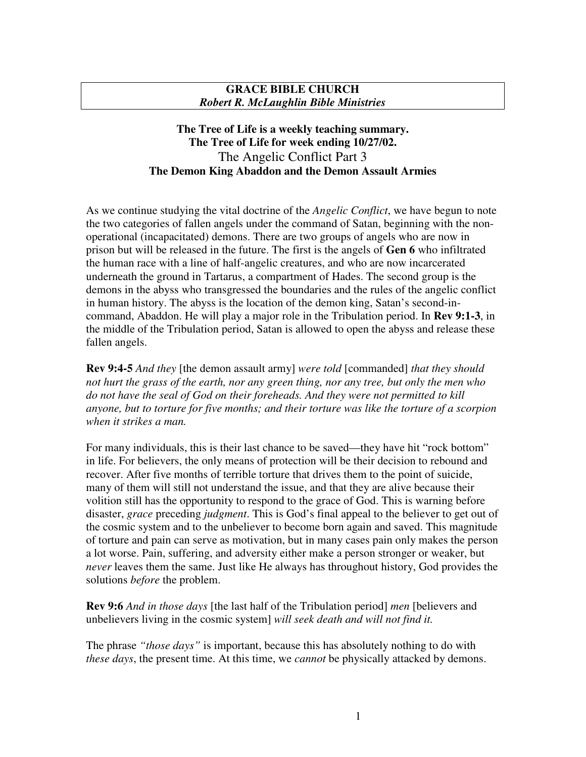**GRACE BIBLE CHURCH**
***Robert R. McLaughlin Bible Ministries***

**The Tree of Life is a weekly teaching summary.**
**The Tree of Life for week ending 10/27/02.**

## The Angelic Conflict Part 3

### The Demon King Abaddon and the Demon Assault Armies

As we continue studying the vital doctrine of the *Angelic Conflict*, we have begun to note the two categories of fallen angels under the command of Satan, beginning with the non-operational (incapacitated) demons. There are two groups of angels who are now in prison but will be released in the future. The first is the angels of **Gen 6** who infiltrated the human race with a line of half-angelic creatures, and who are now incarcerated underneath the ground in Tartarus, a compartment of Hades. The second group is the demons in the abyss who transgressed the boundaries and the rules of the angelic conflict in human history. The abyss is the location of the demon king, Satan's second-in-command, Abaddon. He will play a major role in the Tribulation period. In **Rev 9:1-3**, in the middle of the Tribulation period, Satan is allowed to open the abyss and release these fallen angels.

**Rev 9:4-5** *And they* [the demon assault army] *were told* [commanded] *that they should not hurt the grass of the earth, nor any green thing, nor any tree, but only the men who do not have the seal of God on their foreheads. And they were not permitted to kill anyone, but to torture for five months; and their torture was like the torture of a scorpion when it strikes a man.*

For many individuals, this is their last chance to be saved—they have hit "rock bottom" in life. For believers, the only means of protection will be their decision to rebound and recover. After five months of terrible torture that drives them to the point of suicide, many of them will still not understand the issue, and that they are alive because their volition still has the opportunity to respond to the grace of God. This is warning before disaster, *grace* preceding *judgment*. This is God's final appeal to the believer to get out of the cosmic system and to the unbeliever to become born again and saved. This magnitude of torture and pain can serve as motivation, but in many cases pain only makes the person a lot worse. Pain, suffering, and adversity either make a person stronger or weaker, but *never* leaves them the same. Just like He always has throughout history, God provides the solutions *before* the problem.

**Rev 9:6** *And in those days* [the last half of the Tribulation period] *men* [believers and unbelievers living in the cosmic system] *will seek death and will not find it.*

The phrase *"those days"* is important, because this has absolutely nothing to do with *these days*, the present time. At this time, we *cannot* be physically attacked by demons.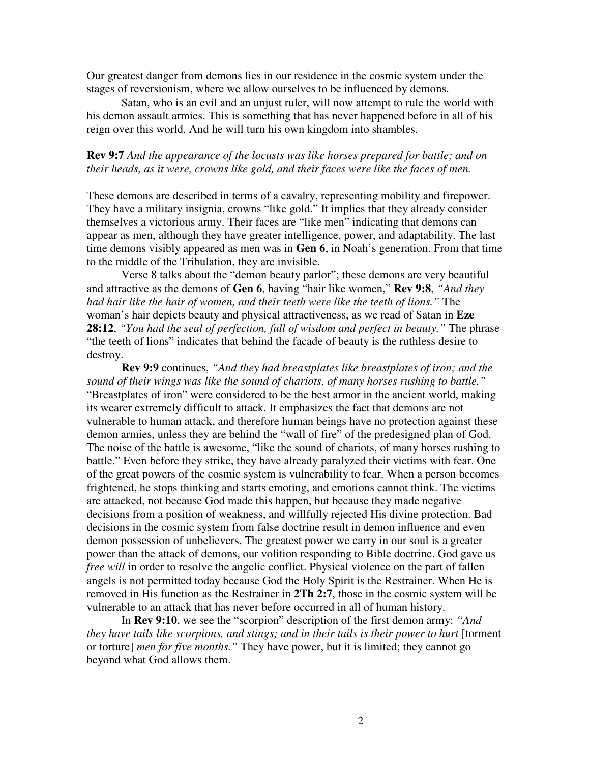Our greatest danger from demons lies in our residence in the cosmic system under the stages of reversionism, where we allow ourselves to be influenced by demons.

Satan, who is an evil and an unjust ruler, will now attempt to rule the world with his demon assault armies. This is something that has never happened before in all of his reign over this world. And he will turn his own kingdom into shambles.

**Rev 9:7** *And the appearance of the locusts was like horses prepared for battle; and on their heads, as it were, crowns like gold, and their faces were like the faces of men.*

These demons are described in terms of a cavalry, representing mobility and firepower. They have a military insignia, crowns "like gold." It implies that they already consider themselves a victorious army. Their faces are "like men" indicating that demons can appear as men, although they have greater intelligence, power, and adaptability. The last time demons visibly appeared as men was in **Gen 6**, in Noah's generation. From that time to the middle of the Tribulation, they are invisible.

Verse 8 talks about the "demon beauty parlor"; these demons are very beautiful and attractive as the demons of **Gen 6**, having "hair like women," **Rev 9:8**, *"And they had hair like the hair of women, and their teeth were like the teeth of lions."* The woman's hair depicts beauty and physical attractiveness, as we read of Satan in **Eze 28:12**, *"You had the seal of perfection, full of wisdom and perfect in beauty."* The phrase "the teeth of lions" indicates that behind the facade of beauty is the ruthless desire to destroy.

**Rev 9:9** continues, *"And they had breastplates like breastplates of iron; and the sound of their wings was like the sound of chariots, of many horses rushing to battle."* "Breastplates of iron" were considered to be the best armor in the ancient world, making its wearer extremely difficult to attack. It emphasizes the fact that demons are not vulnerable to human attack, and therefore human beings have no protection against these demon armies, unless they are behind the "wall of fire" of the predesigned plan of God. The noise of the battle is awesome, "like the sound of chariots, of many horses rushing to battle." Even before they strike, they have already paralyzed their victims with fear. One of the great powers of the cosmic system is vulnerability to fear. When a person becomes frightened, he stops thinking and starts emoting, and emotions cannot think. The victims are attacked, not because God made this happen, but because they made negative decisions from a position of weakness, and willfully rejected His divine protection. Bad decisions in the cosmic system from false doctrine result in demon influence and even demon possession of unbelievers. The greatest power we carry in our soul is a greater power than the attack of demons, our volition responding to Bible doctrine. God gave us *free will* in order to resolve the angelic conflict. Physical violence on the part of fallen angels is not permitted today because God the Holy Spirit is the Restrainer. When He is removed in His function as the Restrainer in **2Th 2:7**, those in the cosmic system will be vulnerable to an attack that has never before occurred in all of human history.

In **Rev 9:10**, we see the "scorpion" description of the first demon army: *"And they have tails like scorpions, and stings; and in their tails is their power to hurt* [torment or torture] *men for five months."* They have power, but it is limited; they cannot go beyond what God allows them.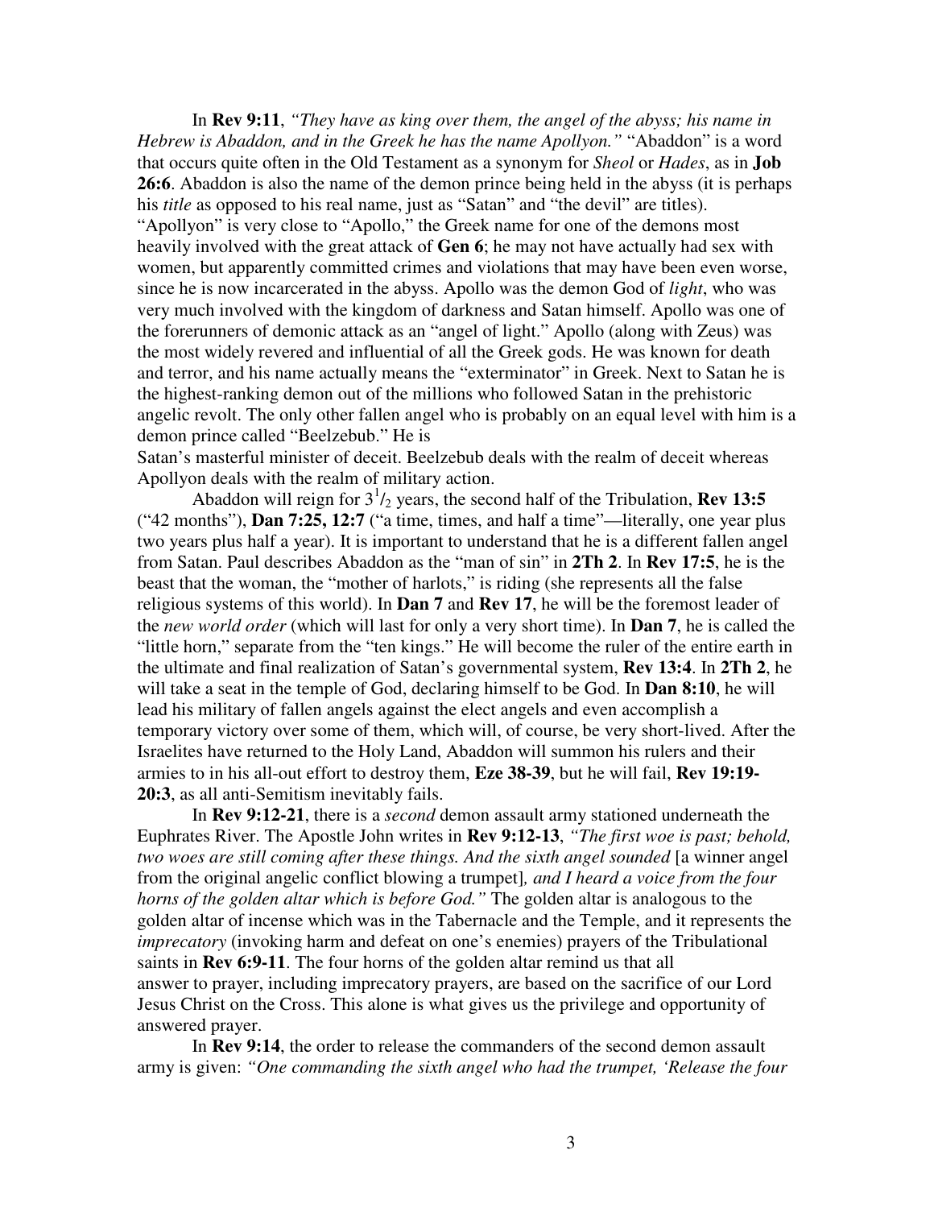In **Rev 9:11**, *"They have as king over them, the angel of the abyss; his name in Hebrew is Abaddon, and in the Greek he has the name Apollyon."* "Abaddon" is a word that occurs quite often in the Old Testament as a synonym for *Sheol* or *Hades*, as in **Job 26:6**. Abaddon is also the name of the demon prince being held in the abyss (it is perhaps his *title* as opposed to his real name, just as "Satan" and "the devil" are titles). "Apollyon" is very close to "Apollo," the Greek name for one of the demons most heavily involved with the great attack of **Gen 6**; he may not have actually had sex with women, but apparently committed crimes and violations that may have been even worse, since he is now incarcerated in the abyss. Apollo was the demon God of *light*, who was very much involved with the kingdom of darkness and Satan himself. Apollo was one of the forerunners of demonic attack as an "angel of light." Apollo (along with Zeus) was the most widely revered and influential of all the Greek gods. He was known for death and terror, and his name actually means the "exterminator" in Greek. Next to Satan he is the highest-ranking demon out of the millions who followed Satan in the prehistoric angelic revolt. The only other fallen angel who is probably on an equal level with him is a demon prince called "Beelzebub." He is Satan's masterful minister of deceit. Beelzebub deals with the realm of deceit whereas Apollyon deals with the realm of military action.

Abaddon will reign for $3^1/_2$ years, the second half of the Tribulation, **Rev 13:5** ("42 months"), **Dan 7:25, 12:7** ("a time, times, and half a time"—literally, one year plus two years plus half a year). It is important to understand that he is a different fallen angel from Satan. Paul describes Abaddon as the "man of sin" in **2Th 2**. In **Rev 17:5**, he is the beast that the woman, the "mother of harlots," is riding (she represents all the false religious systems of this world). In **Dan 7** and **Rev 17**, he will be the foremost leader of the *new world order* (which will last for only a very short time). In **Dan 7**, he is called the "little horn," separate from the "ten kings." He will become the ruler of the entire earth in the ultimate and final realization of Satan's governmental system, **Rev 13:4**. In **2Th 2**, he will take a seat in the temple of God, declaring himself to be God. In **Dan 8:10**, he will lead his military of fallen angels against the elect angels and even accomplish a temporary victory over some of them, which will, of course, be very short-lived. After the Israelites have returned to the Holy Land, Abaddon will summon his rulers and their armies to in his all-out effort to destroy them, **Eze 38-39**, but he will fail, **Rev 19:19-20:3**, as all anti-Semitism inevitably fails.

In **Rev 9:12-21**, there is a *second* demon assault army stationed underneath the Euphrates River. The Apostle John writes in **Rev 9:12-13**, *"The first woe is past; behold, two woes are still coming after these things. And the sixth angel sounded* [a winner angel from the original angelic conflict blowing a trumpet]*, and I heard a voice from the four horns of the golden altar which is before God."* The golden altar is analogous to the golden altar of incense which was in the Tabernacle and the Temple, and it represents the *imprecatory* (invoking harm and defeat on one's enemies) prayers of the Tribulational saints in **Rev 6:9-11**. The four horns of the golden altar remind us that all answer to prayer, including imprecatory prayers, are based on the sacrifice of our Lord Jesus Christ on the Cross. This alone is what gives us the privilege and opportunity of answered prayer.

In **Rev 9:14**, the order to release the commanders of the second demon assault army is given: *"One commanding the sixth angel who had the trumpet, 'Release the four*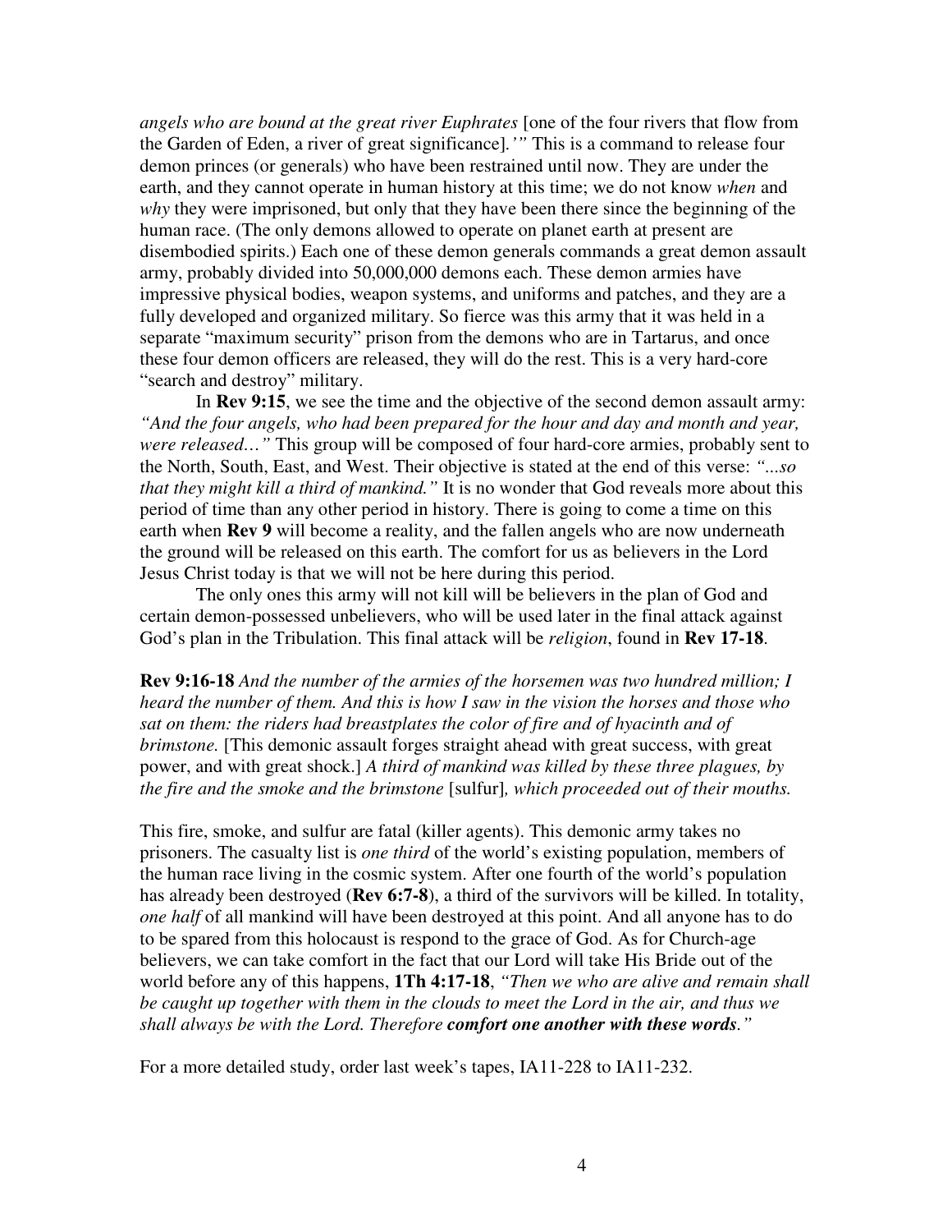*angels who are bound at the great river Euphrates* [one of the four rivers that flow from the Garden of Eden, a river of great significance]*.'"* This is a command to release four demon princes (or generals) who have been restrained until now. They are under the earth, and they cannot operate in human history at this time; we do not know *when* and *why* they were imprisoned, but only that they have been there since the beginning of the human race. (The only demons allowed to operate on planet earth at present are disembodied spirits.) Each one of these demon generals commands a great demon assault army, probably divided into 50,000,000 demons each. These demon armies have impressive physical bodies, weapon systems, and uniforms and patches, and they are a fully developed and organized military. So fierce was this army that it was held in a separate "maximum security" prison from the demons who are in Tartarus, and once these four demon officers are released, they will do the rest. This is a very hard-core "search and destroy" military.

In **Rev 9:15**, we see the time and the objective of the second demon assault army: *"And the four angels, who had been prepared for the hour and day and month and year, were released…"* This group will be composed of four hard-core armies, probably sent to the North, South, East, and West. Their objective is stated at the end of this verse: *"...so that they might kill a third of mankind."* It is no wonder that God reveals more about this period of time than any other period in history. There is going to come a time on this earth when **Rev 9** will become a reality, and the fallen angels who are now underneath the ground will be released on this earth. The comfort for us as believers in the Lord Jesus Christ today is that we will not be here during this period.

The only ones this army will not kill will be believers in the plan of God and certain demon-possessed unbelievers, who will be used later in the final attack against God's plan in the Tribulation. This final attack will be *religion*, found in **Rev 17-18**.

**Rev 9:16-18** *And the number of the armies of the horsemen was two hundred million; I heard the number of them. And this is how I saw in the vision the horses and those who sat on them: the riders had breastplates the color of fire and of hyacinth and of brimstone.* [This demonic assault forges straight ahead with great success, with great power, and with great shock.] *A third of mankind was killed by these three plagues, by the fire and the smoke and the brimstone* [sulfur]*, which proceeded out of their mouths.*

This fire, smoke, and sulfur are fatal (killer agents). This demonic army takes no prisoners. The casualty list is *one third* of the world's existing population, members of the human race living in the cosmic system. After one fourth of the world's population has already been destroyed (**Rev 6:7-8**), a third of the survivors will be killed. In totality, *one half* of all mankind will have been destroyed at this point. And all anyone has to do to be spared from this holocaust is respond to the grace of God. As for Church-age believers, we can take comfort in the fact that our Lord will take His Bride out of the world before any of this happens, **1Th 4:17-18**, *"Then we who are alive and remain shall be caught up together with them in the clouds to meet the Lord in the air, and thus we shall always be with the Lord. Therefore* ***comfort one another with these words****."*

For a more detailed study, order last week's tapes, IA11-228 to IA11-232.